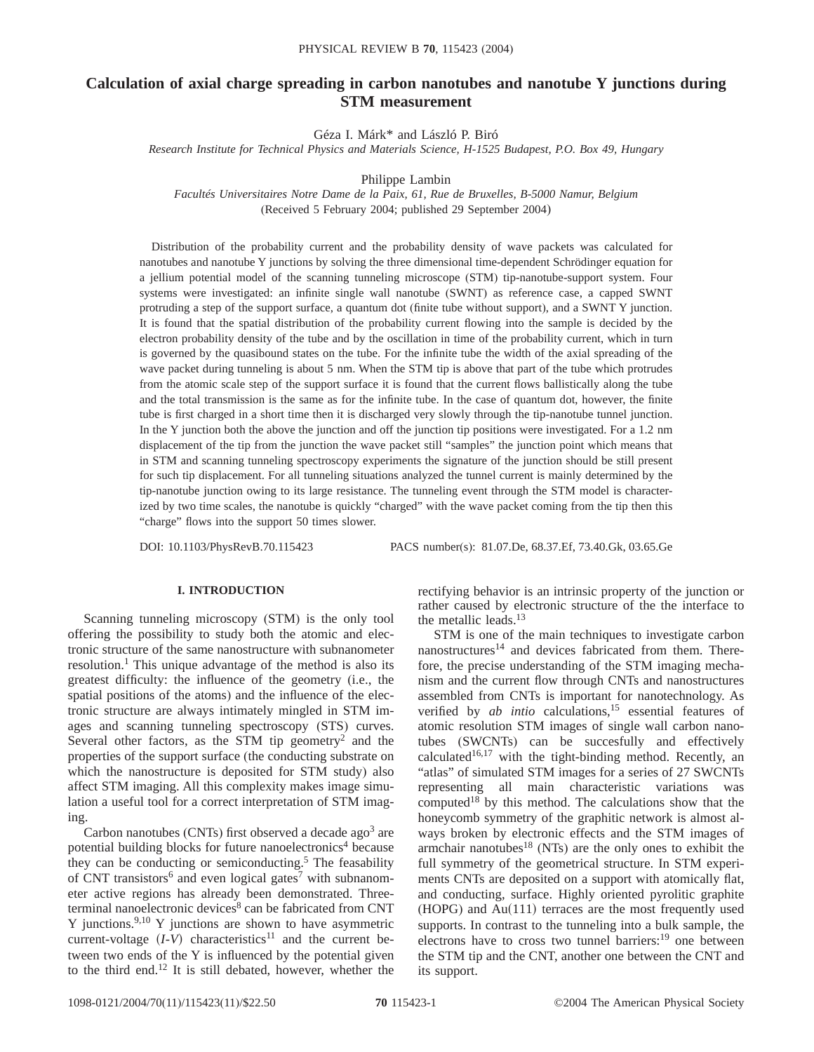# Calculation of axial charge spreading in carbon nanotubes and nanotube Y junctions during STM measurement

Géza I. Márk* and László P. Biró

*Research Institute for Technical Physics and Materials Science, H-1525 Budapest, P.O. Box 49, Hungary*

Philippe Lambin

*Facultés Universitaires Notre Dame de la Paix, 61, Rue de Bruxelles, B-5000 Namur, Belgium*

(Received 5 February 2004; published 29 September 2004)

Distribution of the probability current and the probability density of wave packets was calculated for nanotubes and nanotube Y junctions by solving the three dimensional time-dependent Schrödinger equation for a jellium potential model of the scanning tunneling microscope (STM) tip-nanotube-support system. Four systems were investigated: an infinite single wall nanotube (SWNT) as reference case, a capped SWNT protruding a step of the support surface, a quantum dot (finite tube without support), and a SWNT Y junction. It is found that the spatial distribution of the probability current flowing into the sample is decided by the electron probability density of the tube and by the oscillation in time of the probability current, which in turn is governed by the quasibound states on the tube. For the infinite tube the width of the axial spreading of the wave packet during tunneling is about 5 nm. When the STM tip is above that part of the tube which protrudes from the atomic scale step of the support surface it is found that the current flows ballistically along the tube and the total transmission is the same as for the infinite tube. In the case of quantum dot, however, the finite tube is first charged in a short time then it is discharged very slowly through the tip-nanotube tunnel junction. In the Y junction both the above the junction and off the junction tip positions were investigated. For a 1.2 nm displacement of the tip from the junction the wave packet still "samples" the junction point which means that in STM and scanning tunneling spectroscopy experiments the signature of the junction should be still present for such tip displacement. For all tunneling situations analyzed the tunnel current is mainly determined by the tip-nanotube junction owing to its large resistance. The tunneling event through the STM model is characterized by two time scales, the nanotube is quickly "charged" with the wave packet coming from the tip then this "charge" flows into the support 50 times slower.

DOI: 10.1103/PhysRevB.70.115423 PACS number(s): 81.07.De, 68.37.Ef, 73.40.Gk, 03.65.Ge

## I. INTRODUCTION

Scanning tunneling microscopy (STM) is the only tool offering the possibility to study both the atomic and electronic structure of the same nanostructure with subnanometer resolution.[1] This unique advantage of the method is also its greatest difficulty: the influence of the geometry (i.e., the spatial positions of the atoms) and the influence of the electronic structure are always intimately mingled in STM images and scanning tunneling spectroscopy (STS) curves. Several other factors, as the STM tip geometry[2] and the properties of the support surface (the conducting substrate on which the nanostructure is deposited for STM study) also affect STM imaging. All this complexity makes image simulation a useful tool for a correct interpretation of STM imaging.

Carbon nanotubes (CNTs) first observed a decade ago[3] are potential building blocks for future nanoelectronics[4] because they can be conducting or semiconducting.[5] The feasability of CNT transistors[6] and even logical gates[7] with subnanometer active regions has already been demonstrated. Three-terminal nanoelectronic devices[8] can be fabricated from CNT Y junctions.[9,10] Y junctions are shown to have asymmetric current-voltage (*I-V*) characteristics[11] and the current between two ends of the Y is influenced by the potential given to the third end.[12] It is still debated, however, whether the rectifying behavior is an intrinsic property of the junction or rather caused by electronic structure of the the interface to the metallic leads.[13]

STM is one of the main techniques to investigate carbon nanostructures[14] and devices fabricated from them. Therefore, the precise understanding of the STM imaging mechanism and the current flow through CNTs and nanostructures assembled from CNTs is important for nanotechnology. As verified by *ab intio* calculations,[15] essential features of atomic resolution STM images of single wall carbon nanotubes (SWCNTs) can be succesfully and effectively calculated[16,17] with the tight-binding method. Recently, an "atlas" of simulated STM images for a series of 27 SWCNTs representing all main characteristic variations was computed[18] by this method. The calculations show that the honeycomb symmetry of the graphitic network is almost always broken by electronic effects and the STM images of armchair nanotubes[18] (NTs) are the only ones to exhibit the full symmetry of the geometrical structure. In STM experiments CNTs are deposited on a support with atomically flat, and conducting, surface. Highly oriented pyrolitic graphite (HOPG) and Au(111) terraces are the most frequently used supports. In contrast to the tunneling into a bulk sample, the electrons have to cross two tunnel barriers:[19] one between the STM tip and the CNT, another one between the CNT and its support.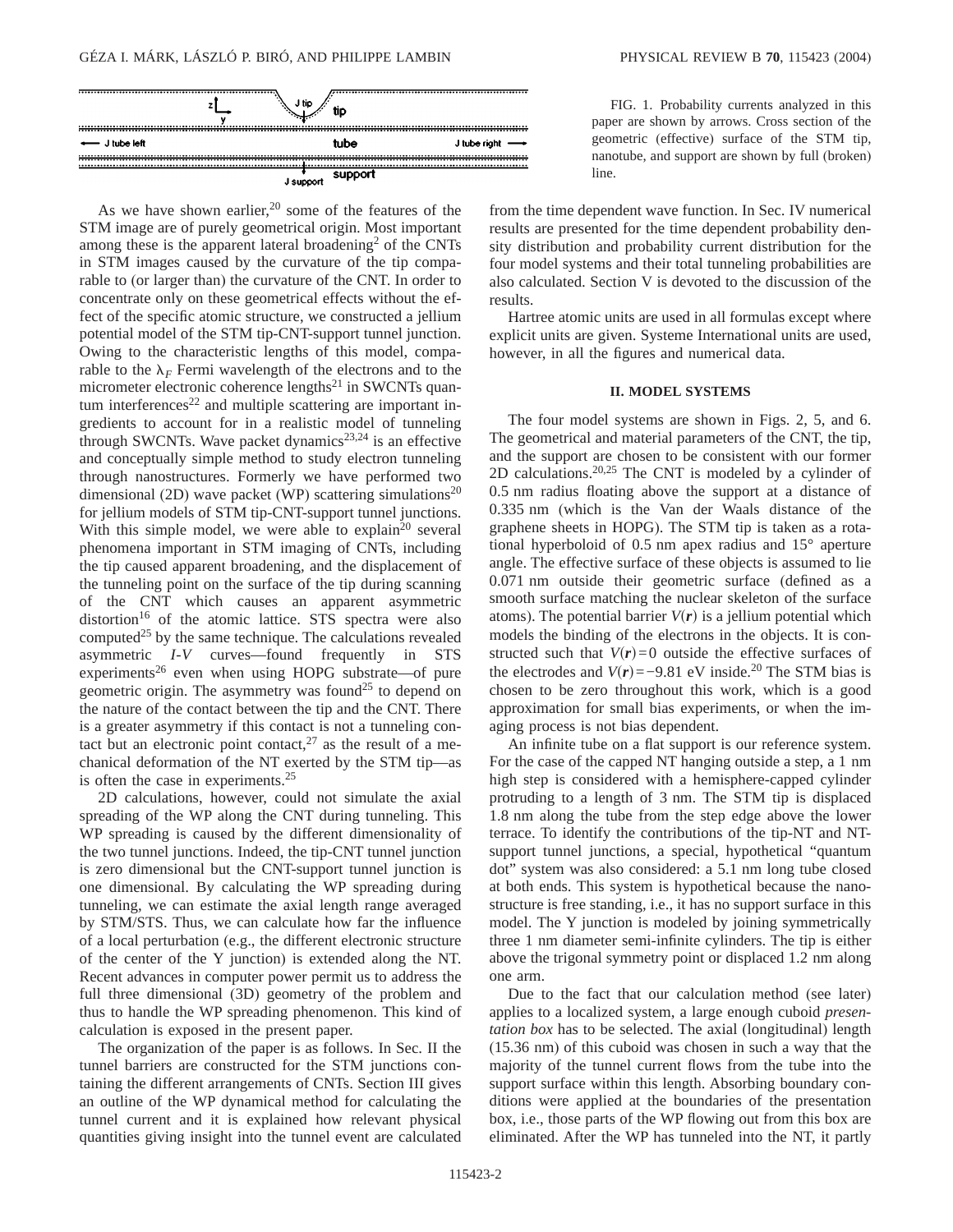z
y
J tip
tip
J tube left
tube
J tube right
J support
support

FIG. 1. Probability currents analyzed in this paper are shown by arrows. Cross section of the geometric (effective) surface of the STM tip, nanotube, and support are shown by full (broken) line.

As we have shown earlier,[20] some of the features of the STM image are of purely geometrical origin. Most important among these is the apparent lateral broadening[2] of the CNTs in STM images caused by the curvature of the tip comparable to (or larger than) the curvature of the CNT. In order to concentrate only on these geometrical effects without the effect of the specific atomic structure, we constructed a jellium potential model of the STM tip-CNT-support tunnel junction. Owing to the characteristic lengths of this model, comparable to the $\lambda_F$ Fermi wavelength of the electrons and to the micrometer electronic coherence lengths[21] in SWCNTs quantum interferences[22] and multiple scattering are important ingredients to account for in a realistic model of tunneling through SWCNTs. Wave packet dynamics[23,24] is an effective and conceptually simple method to study electron tunneling through nanostructures. Formerly we have performed two dimensional (2D) wave packet (WP) scattering simulations[20] for jellium models of STM tip-CNT-support tunnel junctions. With this simple model, we were able to explain[20] several phenomena important in STM imaging of CNTs, including the tip caused apparent broadening, and the displacement of the tunneling point on the surface of the tip during scanning of the CNT which causes an apparent asymmetric distortion[16] of the atomic lattice. STS spectra were also computed[25] by the same technique. The calculations revealed asymmetric *I-V* curves—found frequently in STS experiments[26] even when using HOPG substrate—of pure geometric origin. The asymmetry was found[25] to depend on the nature of the contact between the tip and the CNT. There is a greater asymmetry if this contact is not a tunneling contact but an electronic point contact,[27] as the result of a mechanical deformation of the NT exerted by the STM tip—as is often the case in experiments.[25]

2D calculations, however, could not simulate the axial spreading of the WP along the CNT during tunneling. This WP spreading is caused by the different dimensionality of the two tunnel junctions. Indeed, the tip-CNT tunnel junction is zero dimensional but the CNT-support tunnel junction is one dimensional. By calculating the WP spreading during tunneling, we can estimate the axial length range averaged by STM/STS. Thus, we can calculate how far the influence of a local perturbation (e.g., the different electronic structure of the center of the Y junction) is extended along the NT. Recent advances in computer power permit us to address the full three dimensional (3D) geometry of the problem and thus to handle the WP spreading phenomenon. This kind of calculation is exposed in the present paper.

The organization of the paper is as follows. In Sec. II the tunnel barriers are constructed for the STM junctions containing the different arrangements of CNTs. Section III gives an outline of the WP dynamical method for calculating the tunnel current and it is explained how relevant physical quantities giving insight into the tunnel event are calculated from the time dependent wave function. In Sec. IV numerical results are presented for the time dependent probability density distribution and probability current distribution for the four model systems and their total tunneling probabilities are also calculated. Section V is devoted to the discussion of the results.

Hartree atomic units are used in all formulas except where explicit units are given. Systeme International units are used, however, in all the figures and numerical data.

## II. MODEL SYSTEMS

The four model systems are shown in Figs. 2, 5, and 6. The geometrical and material parameters of the CNT, the tip, and the support are chosen to be consistent with our former 2D calculations.[20,25] The CNT is modeled by a cylinder of 0.5 nm radius floating above the support at a distance of 0.335 nm (which is the Van der Waals distance of the graphene sheets in HOPG). The STM tip is taken as a rotational hyperboloid of 0.5 nm apex radius and 15° aperture angle. The effective surface of these objects is assumed to lie 0.071 nm outside their geometric surface (defined as a smooth surface matching the nuclear skeleton of the surface atoms). The potential barrier $V(\boldsymbol{r})$ is a jellium potential which models the binding of the electrons in the objects. It is constructed such that $V(\boldsymbol{r})=0$ outside the effective surfaces of the electrodes and $V(\boldsymbol{r})=-9.81$ eV inside.[20] The STM bias is chosen to be zero throughout this work, which is a good approximation for small bias experiments, or when the imaging process is not bias dependent.

An infinite tube on a flat support is our reference system. For the case of the capped NT hanging outside a step, a 1 nm high step is considered with a hemisphere-capped cylinder protruding to a length of 3 nm. The STM tip is displaced 1.8 nm along the tube from the step edge above the lower terrace. To identify the contributions of the tip-NT and NT-support tunnel junctions, a special, hypothetical "quantum dot" system was also considered: a 5.1 nm long tube closed at both ends. This system is hypothetical because the nanostructure is free standing, i.e., it has no support surface in this model. The Y junction is modeled by joining symmetrically three 1 nm diameter semi-infinite cylinders. The tip is either above the trigonal symmetry point or displaced 1.2 nm along one arm.

Due to the fact that our calculation method (see later) applies to a localized system, a large enough cuboid *presentation box* has to be selected. The axial (longitudinal) length (15.36 nm) of this cuboid was chosen in such a way that the majority of the tunnel current flows from the tube into the support surface within this length. Absorbing boundary conditions were applied at the boundaries of the presentation box, i.e., those parts of the WP flowing out from this box are eliminated. After the WP has tunneled into the NT, it partly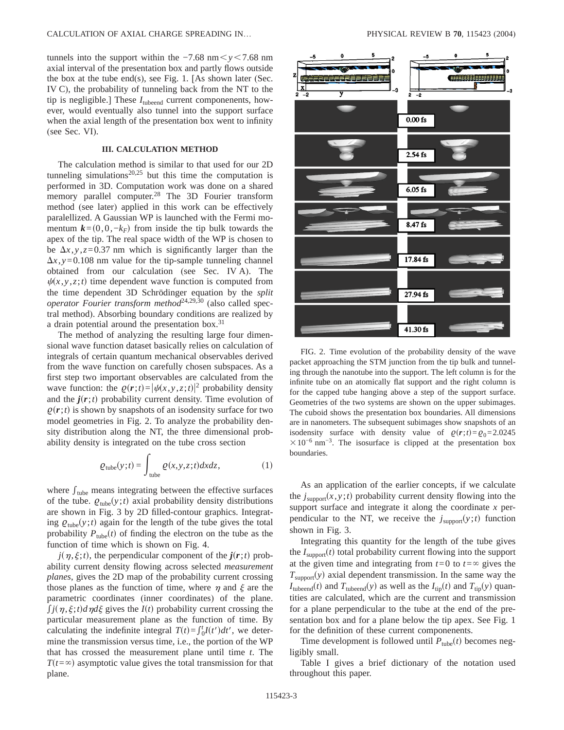tunnels into the support within the $-7.68$ nm$<y<7.68$ nm axial interval of the presentation box and partly flows outside the box at the tube end(s), see Fig. 1. [As shown later (Sec. IV C), the probability of tunneling back from the NT to the tip is negligible.] These $I_{\mathrm{tubeend}}$ current componenents, however, would eventually also tunnel into the support surface when the axial length of the presentation box went to infinity (see Sec. VI).

### III. CALCULATION METHOD

The calculation method is similar to that used for our 2D tunneling simulations[20,25] but this time the computation is performed in 3D. Computation work was done on a shared memory parallel computer.[28] The 3D Fourier transform method (see later) applied in this work can be effectively paralellized. A Gaussian WP is launched with the Fermi momentum $\boldsymbol{k}=(0,0,-k_F)$ from inside the tip bulk towards the apex of the tip. The real space width of the WP is chosen to be $\Delta x,y,z=0.37$ nm which is significantly larger than the $\Delta x,y=0.108$ nm value for the tip-sample tunneling channel obtained from our calculation (see Sec. IV A). The $\psi(x,y,z;t)$ time dependent wave function is computed from the time dependent 3D Schrödinger equation by the *split operator Fourier transform method*[24,29,30] (also called spectral method). Absorbing boundary conditions are realized by a drain potential around the presentation box.[31]

The method of analyzing the resulting large four dimensional wave function dataset basically relies on calculation of integrals of certain quantum mechanical observables derived from the wave function on carefully chosen subspaces. As a first step two important observables are calculated from the wave function: the $\varrho(\boldsymbol{r};t)=|\psi(x,y,z;t)|^2$ probability density and the $\boldsymbol{j}(\boldsymbol{r};t)$ probability current density. Time evolution of $\varrho(\boldsymbol{r};t)$ is shown by snapshots of an isodensity surface for two model geometries in Fig. 2. To analyze the probability density distribution along the NT, the three dimensional probability density is integrated on the tube cross section

$$\varrho_{\mathrm{tube}}(y;t)=\int_{\mathrm{tube}}\varrho(x,y,z;t)dxdz, \qquad (1)$$

where $\int_{\mathrm{tube}}$ means integrating between the effective surfaces of the tube. $\varrho_{\mathrm{tube}}(y;t)$ axial probability density distributions are shown in Fig. 3 by 2D filled-contour graphics. Integrating $\varrho_{\mathrm{tube}}(y;t)$ again for the length of the tube gives the total probability $P_{\mathrm{tube}}(t)$ of finding the electron on the tube as the function of time which is shown on Fig. 4.

$j(\eta,\xi;t)$, the perpendicular component of the $\boldsymbol{j}(\boldsymbol{r};t)$ probability current density flowing across selected *measurement planes*, gives the 2D map of the probability current crossing those planes as the function of time, where $\eta$ and $\xi$ are the parametric coordinates (inner coordinates) of the plane. $\int j(\eta,\xi;t)d\eta d\xi$ gives the $I(t)$ probability current crossing the particular measurement plane as the function of time. By calculating the indefinite integral $T(t)=\int_0^t I(t')dt'$, we determine the transmission versus time, i.e., the portion of the WP that has crossed the measurement plane until time $t$. The $T(t=\infty)$ asymptotic value gives the total transmission for that plane.

FIG. 2. Time evolution of the probability density of the wave packet approaching the STM junction from the tip bulk and tunneling through the nanotube into the support. The left column is for the infinite tube on an atomically flat support and the right column is for the capped tube hanging above a step of the support surface. Geometries of the two systems are shown on the upper subimages. The cuboid shows the presentation box boundaries. All dimensions are in nanometers. The subsequent subimages show snapshots of an isodensity surface with density value of $\varrho(\boldsymbol{r};t)=\varrho_0=2.0245\times10^{-6}$ nm$^{-3}$. The isosurface is clipped at the presentation box boundaries.

As an application of the earlier concepts, if we calculate the $j_{\mathrm{support}}(x,y;t)$ probability current density flowing into the support surface and integrate it along the coordinate $x$ perpendicular to the NT, we receive the $j_{\mathrm{support}}(y;t)$ function shown in Fig. 3.

Integrating this quantity for the length of the tube gives the $I_{\mathrm{support}}(t)$ total probability current flowing into the support at the given time and integrating from $t=0$ to $t=\infty$ gives the $T_{\mathrm{support}}(y)$ axial dependent transmission. In the same way the $I_{\mathrm{tubeend}}(t)$ and $T_{\mathrm{tubeend}}(y)$ as well as the $I_{\mathrm{tip}}(t)$ and $T_{\mathrm{tip}}(y)$ quantities are calculated, which are the current and transmission for a plane perpendicular to the tube at the end of the presentation box and for a plane below the tip apex. See Fig. 1 for the definition of these current componenents.

Time development is followed until $P_{\mathrm{tube}}(t)$ becomes negligibly small.

Table I gives a brief dictionary of the notation used throughout this paper.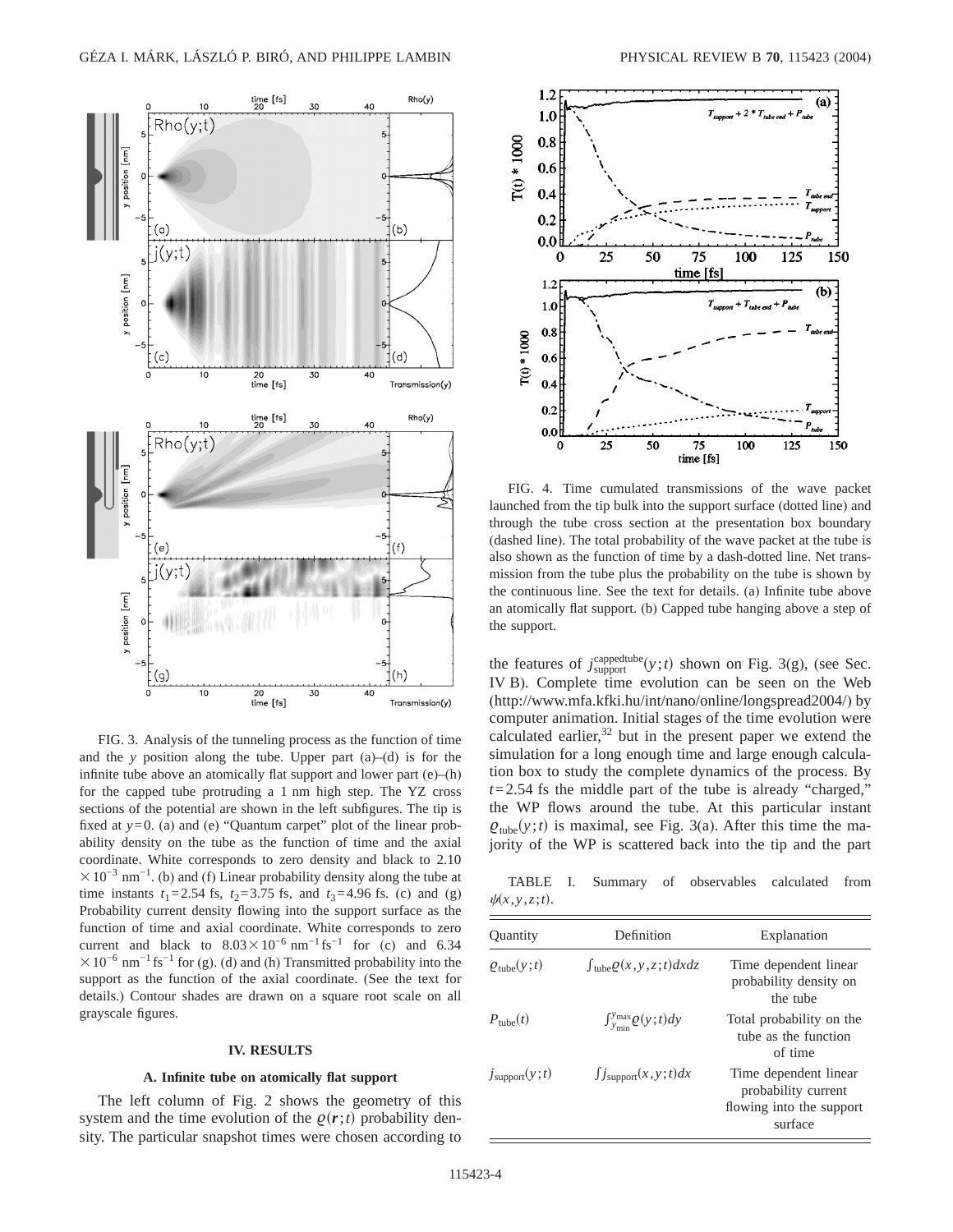FIG. 3. Analysis of the tunneling process as the function of time and the $y$ position along the tube. Upper part (a)–(d) is for the infinite tube above an atomically flat support and lower part (e)–(h) for the capped tube protruding a 1 nm high step. The YZ cross sections of the potential are shown in the left subfigures. The tip is fixed at $y=0$. (a) and (e) "Quantum carpet" plot of the linear probability density on the tube as the function of time and the axial coordinate. White corresponds to zero density and black to $2.10 \times 10^{-3}$ nm$^{-1}$. (b) and (f) Linear probability density along the tube at time instants $t_1=2.54$ fs, $t_2=3.75$ fs, and $t_3=4.96$ fs. (c) and (g) Probability current density flowing into the support surface as the function of time and axial coordinate. White corresponds to zero current and black to $8.03\times 10^{-6}$ nm$^{-1}$ fs$^{-1}$ for (c) and $6.34 \times 10^{-6}$ nm$^{-1}$ fs$^{-1}$ for (g). (d) and (h) Transmitted probability into the support as the function of the axial coordinate. (See the text for details.) Contour shades are drawn on a square root scale on all grayscale figures.

## IV. RESULTS

### A. Infinite tube on atomically flat support

The left column of Fig. 2 shows the geometry of this system and the time evolution of the $\varrho(\mathbf{r};t)$ probability density. The particular snapshot times were chosen according to the features of $j_{\mathrm{support}}^{\mathrm{cappedtube}}(y;t)$ shown on Fig. 3(g), (see Sec. IV B). Complete time evolution can be seen on the Web (http://www.mfa.kfki.hu/int/nano/online/longspread2004/) by computer animation. Initial stages of the time evolution were calculated earlier,[32] but in the present paper we extend the simulation for a long enough time and large enough calculation box to study the complete dynamics of the process. By $t=2.54$ fs the middle part of the tube is already "charged," the WP flows around the tube. At this particular instant $\varrho_{\mathrm{tube}}(y;t)$ is maximal, see Fig. 3(a). After this time the majority of the WP is scattered back into the tip and the part

FIG. 4. Time cumulated transmissions of the wave packet launched from the tip bulk into the support surface (dotted line) and through the tube cross section at the presentation box boundary (dashed line). The total probability of the wave packet at the tube is also shown as the function of time by a dash-dotted line. Net transmission from the tube plus the probability on the tube is shown by the continuous line. See the text for details. (a) Infinite tube above an atomically flat support. (b) Capped tube hanging above a step of the support.

TABLE I. Summary of observables calculated from $\psi(x,y,z;t)$.

| Quantity | Definition | Explanation |
|---|---|---|
| $\varrho_{\mathrm{tube}}(y;t)$ | $\int_{\mathrm{tube}} \varrho(x,y,z;t)dxdz$ | Time dependent linear probability density on the tube |
| $P_{\mathrm{tube}}(t)$ | $\int_{y_{\min}}^{y_{\max}} \varrho(y;t)dy$ | Total probability on the tube as the function of time |
| $j_{\mathrm{support}}(y;t)$ | $\int j_{\mathrm{support}}(x,y;t)dx$ | Time dependent linear probability current flowing into the support surface |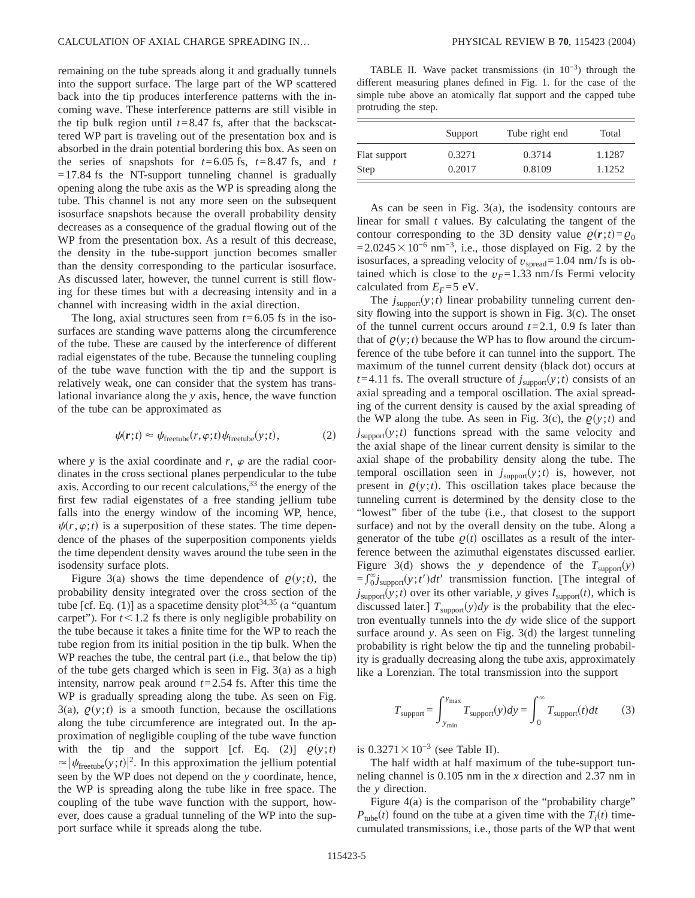remaining on the tube spreads along it and gradually tunnels into the support surface. The large part of the WP scattered back into the tip produces interference patterns with the incoming wave. These interference patterns are still visible in the tip bulk region until $t=8.47$ fs, after that the backscattered WP part is traveling out of the presentation box and is absorbed in the drain potential bordering this box. As seen on the series of snapshots for $t=6.05$ fs, $t=8.47$ fs, and $t=17.84$ fs the NT-support tunneling channel is gradually opening along the tube axis as the WP is spreading along the tube. This channel is not any more seen on the subsequent isosurface snapshots because the overall probability density decreases as a consequence of the gradual flowing out of the WP from the presentation box. As a result of this decrease, the density in the tube-support junction becomes smaller than the density corresponding to the particular isosurface. As discussed later, however, the tunnel current is still flowing for these times but with a decreasing intensity and in a channel with increasing width in the axial direction.

The long, axial structures seen from $t=6.05$ fs in the isosurfaces are standing wave patterns along the circumference of the tube. These are caused by the interference of different radial eigenstates of the tube. Because the tunneling coupling of the tube wave function with the tip and the support is relatively weak, one can consider that the system has translational invariance along the $y$ axis, hence, the wave function of the tube can be approximated as

$$\psi(\mathbf{r};t) \approx \psi_{\text{freetube}}(r,\varphi;t)\psi_{\text{freetube}}(y;t), \tag{2}$$

where $y$ is the axial coordinate and $r$, $\varphi$ are the radial coordinates in the cross sectional planes perpendicular to the tube axis. According to our recent calculations,[33] the energy of the first few radial eigenstates of a free standing jellium tube falls into the energy window of the incoming WP, hence, $\psi(r,\varphi;t)$ is a superposition of these states. The time dependence of the phases of the superposition components yields the time dependent density waves around the tube seen in the isodensity surface plots.

Figure 3(a) shows the time dependence of $\varrho(y;t)$, the probability density integrated over the cross section of the tube [cf. Eq. (1)] as a spacetime density plot[34,35] (a "quantum carpet"). For $t<1.2$ fs there is only negligible probability on the tube because it takes a finite time for the WP to reach the tube region from its initial position in the tip bulk. When the WP reaches the tube, the central part (i.e., that below the tip) of the tube gets charged which is seen in Fig. 3(a) as a high intensity, narrow peak around $t=2.54$ fs. After this time the WP is gradually spreading along the tube. As seen on Fig. 3(a), $\varrho(y;t)$ is a smooth function, because the oscillations along the tube circumference are integrated out. In the approximation of negligible coupling of the tube wave function with the tip and the support [cf. Eq. (2)] $\varrho(y;t) \approx |\psi_{\text{freetube}}(y;t)|^2$. In this approximation the jellium potential seen by the WP does not depend on the $y$ coordinate, hence, the WP is spreading along the tube like in free space. The coupling of the tube wave function with the support, however, does cause a gradual tunneling of the WP into the support surface while it spreads along the tube.

TABLE II. Wave packet transmissions (in $10^{-3}$) through the different measuring planes defined in Fig. 1. for the case of the simple tube above an atomically flat support and the capped tube protruding the step.

| | Support | Tube right end | Total |
|---|---|---|---|
| Flat support | 0.3271 | 0.3714 | 1.1287 |
| Step | 0.2017 | 0.8109 | 1.1252 |

As can be seen in Fig. 3(a), the isodensity contours are linear for small $t$ values. By calculating the tangent of the contour corresponding to the 3D density value $\varrho(\mathbf{r};t)=\varrho_0=2.0245\times10^{-6}$ nm$^{-3}$, i.e., those displayed on Fig. 2 by the isosurfaces, a spreading velocity of $v_{\text{spread}}=1.04$ nm/fs is obtained which is close to the $v_F=1.33$ nm/fs Fermi velocity calculated from $E_F=5$ eV.

The $j_{\text{support}}(y;t)$ linear probability tunneling current density flowing into the support is shown in Fig. 3(c). The onset of the tunnel current occurs around $t=2.1$, 0.9 fs later than that of $\varrho(y;t)$ because the WP has to flow around the circumference of the tube before it can tunnel into the support. The maximum of the tunnel current density (black dot) occurs at $t=4.11$ fs. The overall structure of $j_{\text{support}}(y;t)$ consists of an axial spreading and a temporal oscillation. The axial spreading of the current density is caused by the axial spreading of the WP along the tube. As seen in Fig. 3(c), the $\varrho(y;t)$ and $j_{\text{support}}(y;t)$ functions spread with the same velocity and the axial shape of the linear current density is similar to the axial shape of the probability density along the tube. The temporal oscillation seen in $j_{\text{support}}(y;t)$ is, however, not present in $\varrho(y;t)$. This oscillation takes place because the tunneling current is determined by the density close to the "lowest" fiber of the tube (i.e., that closest to the support surface) and not by the overall density on the tube. Along a generator of the tube $\varrho(t)$ oscillates as a result of the interference between the azimuthal eigenstates discussed earlier. Figure 3(d) shows the $y$ dependence of the $T_{\text{support}}(y) = \int_0^\infty j_{\text{support}}(y;t')dt'$ transmission function. [The integral of $j_{\text{support}}(y;t)$ over its other variable, $y$ gives $I_{\text{support}}(t)$, which is discussed later.] $T_{\text{support}}(y)dy$ is the probability that the electron eventually tunnels into the $dy$ wide slice of the support surface around $y$. As seen on Fig. 3(d) the largest tunneling probability is right below the tip and the tunneling probability is gradually decreasing along the tube axis, approximately like a Lorenzian. The total transmission into the support

$$T_{\text{support}} = \int_{y_{\min}}^{y_{\max}} T_{\text{support}}(y)dy = \int_0^\infty T_{\text{support}}(t)dt \tag{3}$$

is $0.3271\times10^{-3}$ (see Table II).

The half width at half maximum of the tube-support tunneling channel is 0.105 nm in the $x$ direction and 2.37 nm in the $y$ direction.

Figure 4(a) is the comparison of the "probability charge" $P_{\text{tube}}(t)$ found on the tube at a given time with the $T_i(t)$ time-cumulated transmissions, i.e., those parts of the WP that went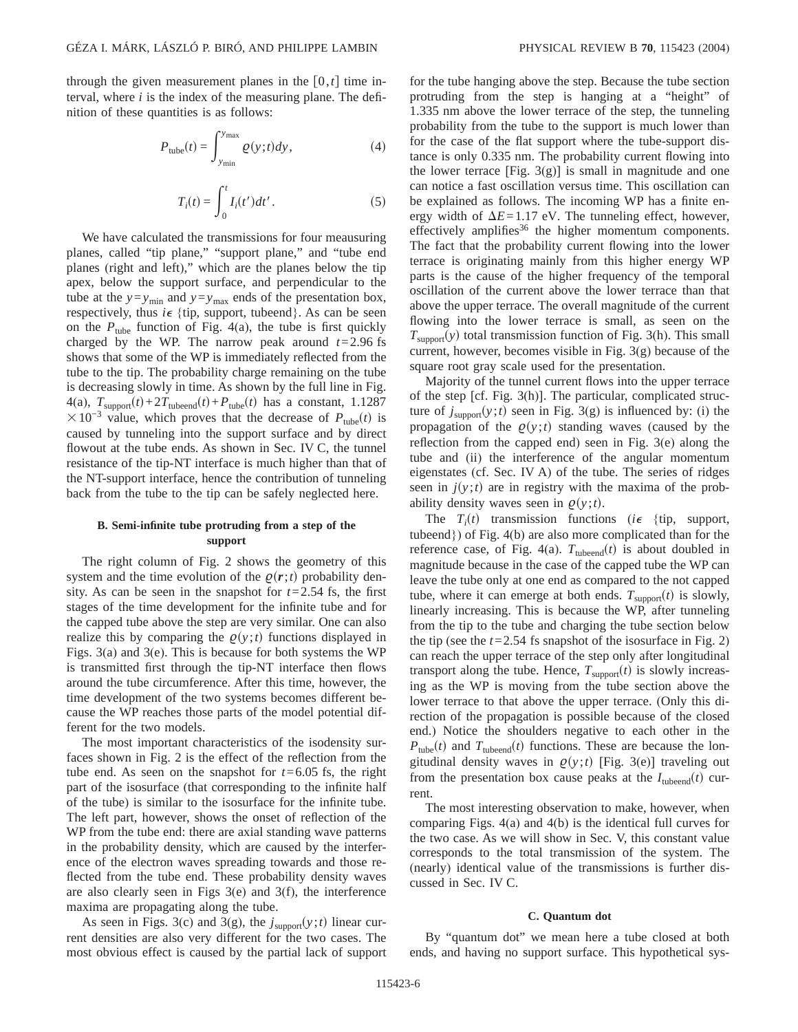through the given measurement planes in the $[0, t]$ time interval, where $i$ is the index of the measuring plane. The definition of these quantities is as follows:

$$P_{\text{tube}}(t) = \int_{y_{\min}}^{y_{\max}} \varrho(y;t) dy, \tag{4}$$

$$T_i(t) = \int_0^t I_i(t') dt'. \tag{5}$$

We have calculated the transmissions for four meausuring planes, called "tip plane," "support plane," and "tube end planes (right and left)," which are the planes below the tip apex, below the support surface, and perpendicular to the tube at the $y = y_{\min}$ and $y = y_{\max}$ ends of the presentation box, respectively, thus $i \epsilon$ {tip, support, tubeend}. As can be seen on the $P_{\text{tube}}$ function of Fig. 4(a), the tube is first quickly charged by the WP. The narrow peak around $t = 2.96$ fs shows that some of the WP is immediately reflected from the tube to the tip. The probability charge remaining on the tube is decreasing slowly in time. As shown by the full line in Fig. 4(a), $T_{\text{support}}(t) + 2T_{\text{tubeend}}(t) + P_{\text{tube}}(t)$ has a constant, $1.1287 \times 10^{-3}$ value, which proves that the decrease of $P_{\text{tube}}(t)$ is caused by tunneling into the support surface and by direct flowout at the tube ends. As shown in Sec. IV C, the tunnel resistance of the tip-NT interface is much higher than that of the NT-support interface, hence the contribution of tunneling back from the tube to the tip can be safely neglected here.

### B. Semi-infinite tube protruding from a step of the support

The right column of Fig. 2 shows the geometry of this system and the time evolution of the $\varrho(\mathbf{r};t)$ probability density. As can be seen in the snapshot for $t = 2.54$ fs, the first stages of the time development for the infinite tube and for the capped tube above the step are very similar. One can also realize this by comparing the $\varrho(y;t)$ functions displayed in Figs. 3(a) and 3(e). This is because for both systems the WP is transmitted first through the tip-NT interface then flows around the tube circumference. After this time, however, the time development of the two systems becomes different because the WP reaches those parts of the model potential different for the two models.

The most important characteristics of the isodensity surfaces shown in Fig. 2 is the effect of the reflection from the tube end. As seen on the snapshot for $t = 6.05$ fs, the right part of the isosurface (that corresponding to the infinite half of the tube) is similar to the isosurface for the infinite tube. The left part, however, shows the onset of reflection of the WP from the tube end: there are axial standing wave patterns in the probability density, which are caused by the interference of the electron waves spreading towards and those reflected from the tube end. These probability density waves are also clearly seen in Figs 3(e) and 3(f), the interference maxima are propagating along the tube.

As seen in Figs. 3(c) and 3(g), the $j_{\text{support}}(y;t)$ linear current densities are also very different for the two cases. The most obvious effect is caused by the partial lack of support for the tube hanging above the step. Because the tube section protruding from the step is hanging at a "height" of 1.335 nm above the lower terrace of the step, the tunneling probability from the tube to the support is much lower than for the case of the flat support where the tube-support distance is only 0.335 nm. The probability current flowing into the lower terrace [Fig. 3(g)] is small in magnitude and one can notice a fast oscillation versus time. This oscillation can be explained as follows. The incoming WP has a finite energy width of $\Delta E = 1.17$ eV. The tunneling effect, however, effectively amplifies[36] the higher momentum components. The fact that the probability current flowing into the lower terrace is originating mainly from this higher energy WP parts is the cause of the higher frequency of the temporal oscillation of the current above the lower terrace than that above the upper terrace. The overall magnitude of the current flowing into the lower terrace is small, as seen on the $T_{\text{support}}(y)$ total transmission function of Fig. 3(h). This small current, however, becomes visible in Fig. 3(g) because of the square root gray scale used for the presentation.

Majority of the tunnel current flows into the upper terrace of the step [cf. Fig. 3(h)]. The particular, complicated structure of $j_{\text{support}}(y;t)$ seen in Fig. 3(g) is influenced by: (i) the propagation of the $\varrho(y;t)$ standing waves (caused by the reflection from the capped end) seen in Fig. 3(e) along the tube and (ii) the interference of the angular momentum eigenstates (cf. Sec. IV A) of the tube. The series of ridges seen in $j(y;t)$ are in registry with the maxima of the probability density waves seen in $\varrho(y;t)$.

The $T_i(t)$ transmission functions ($i \epsilon$ {tip, support, tubeend}) of Fig. 4(b) are also more complicated than for the reference case, of Fig. 4(a). $T_{\text{tubeend}}(t)$ is about doubled in magnitude because in the case of the capped tube the WP can leave the tube only at one end as compared to the not capped tube, where it can emerge at both ends. $T_{\text{support}}(t)$ is slowly, linearly increasing. This is because the WP, after tunneling from the tip to the tube and charging the tube section below the tip (see the $t = 2.54$ fs snapshot of the isosurface in Fig. 2) can reach the upper terrace of the step only after longitudinal transport along the tube. Hence, $T_{\text{support}}(t)$ is slowly increasing as the WP is moving from the tube section above the lower terrace to that above the upper terrace. (Only this direction of the propagation is possible because of the closed end.) Notice the shoulders negative to each other in the $P_{\text{tube}}(t)$ and $T_{\text{tubeend}}(t)$ functions. These are because the longitudinal density waves in $\varrho(y;t)$ [Fig. 3(e)] traveling out from the presentation box cause peaks at the $I_{\text{tubeend}}(t)$ current.

The most interesting observation to make, however, when comparing Figs. 4(a) and 4(b) is the identical full curves for the two case. As we will show in Sec. V, this constant value corresponds to the total transmission of the system. The (nearly) identical value of the transmissions is further discussed in Sec. IV C.

### C. Quantum dot

By "quantum dot" we mean here a tube closed at both ends, and having no support surface. This hypothetical sys-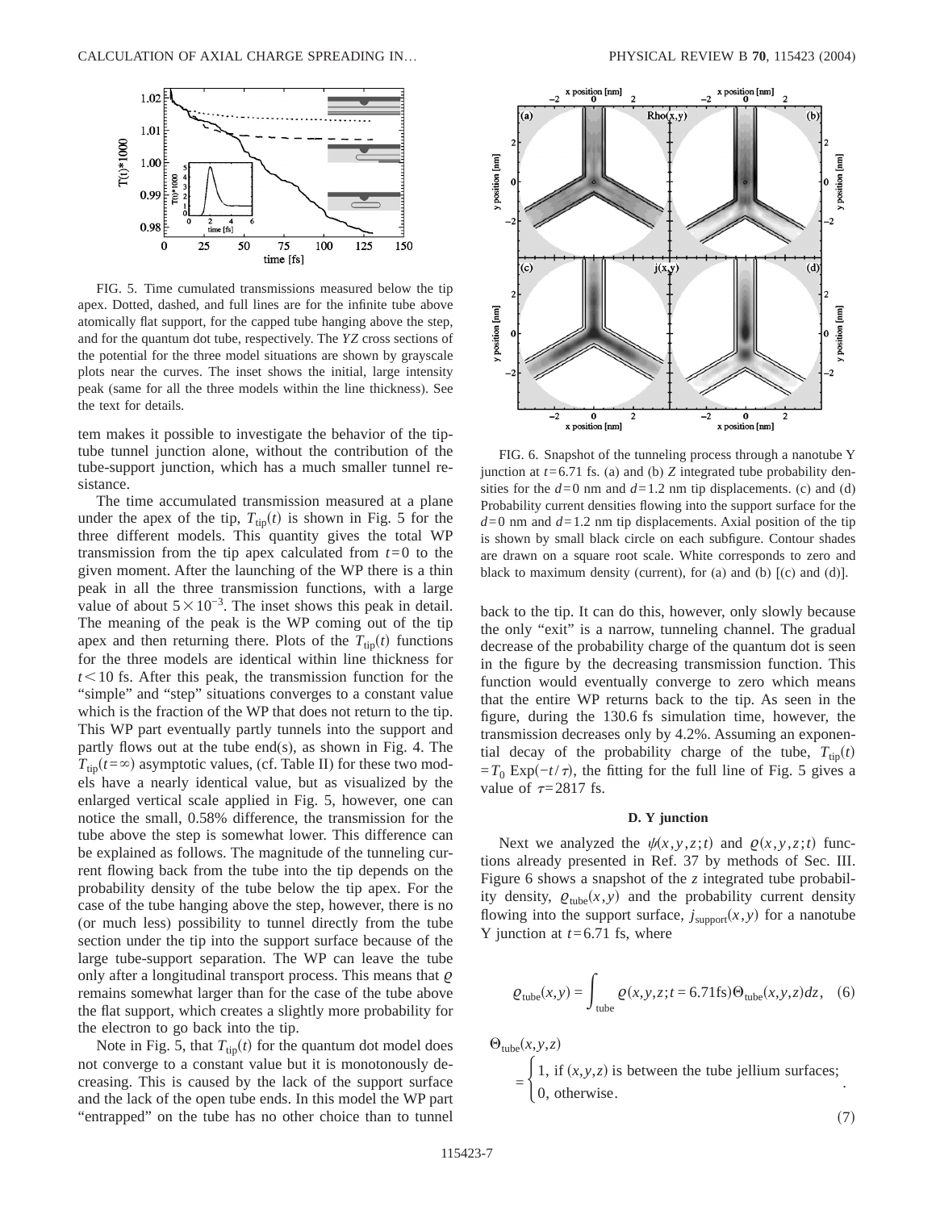FIG. 5. Time cumulated transmissions measured below the tip apex. Dotted, dashed, and full lines are for the infinite tube above atomically flat support, for the capped tube hanging above the step, and for the quantum dot tube, respectively. The *YZ* cross sections of the potential for the three model situations are shown by grayscale plots near the curves. The inset shows the initial, large intensity peak (same for all the three models within the line thickness). See the text for details.

tem makes it possible to investigate the behavior of the tip-tube tunnel junction alone, without the contribution of the tube-support junction, which has a much smaller tunnel resistance.

The time accumulated transmission measured at a plane under the apex of the tip, $T_{\mathrm{tip}}(t)$ is shown in Fig. 5 for the three different models. This quantity gives the total WP transmission from the tip apex calculated from $t=0$ to the given moment. After the launching of the WP there is a thin peak in all the three transmission functions, with a large value of about $5\times10^{-3}$. The inset shows this peak in detail. The meaning of the peak is the WP coming out of the tip apex and then returning there. Plots of the $T_{\mathrm{tip}}(t)$ functions for the three models are identical within line thickness for $t<10$ fs. After this peak, the transmission function for the "simple" and "step" situations converges to a constant value which is the fraction of the WP that does not return to the tip. This WP part eventually partly tunnels into the support and partly flows out at the tube end(s), as shown in Fig. 4. The $T_{\mathrm{tip}}(t=\infty)$ asymptotic values, (cf. Table II) for these two models have a nearly identical value, but as visualized by the enlarged vertical scale applied in Fig. 5, however, one can notice the small, 0.58% difference, the transmission for the tube above the step is somewhat lower. This difference can be explained as follows. The magnitude of the tunneling current flowing back from the tube into the tip depends on the probability density of the tube below the tip apex. For the case of the tube hanging above the step, however, there is no (or much less) possibility to tunnel directly from the tube section under the tip into the support surface because of the large tube-support separation. The WP can leave the tube only after a longitudinal transport process. This means that $\varrho$ remains somewhat larger than for the case of the tube above the flat support, which creates a slightly more probability for the electron to go back into the tip.

Note in Fig. 5, that $T_{\mathrm{tip}}(t)$ for the quantum dot model does not converge to a constant value but it is monotonously decreasing. This is caused by the lack of the support surface and the lack of the open tube ends. In this model the WP part "entrapped" on the tube has no other choice than to tunnel back to the tip. It can do this, however, only slowly because the only "exit" is a narrow, tunneling channel. The gradual decrease of the probability charge of the quantum dot is seen in the figure by the decreasing transmission function. This function would eventually converge to zero which means that the entire WP returns back to the tip. As seen in the figure, during the 130.6 fs simulation time, however, the transmission decreases only by 4.2%. Assuming an exponential decay of the probability charge of the tube, $T_{\mathrm{tip}}(t)=T_0\,\mathrm{Exp}(-t/\tau)$, the fitting for the full line of Fig. 5 gives a value of $\tau=2817$ fs.

FIG. 6. Snapshot of the tunneling process through a nanotube Y junction at $t=6.71$ fs. (a) and (b) *Z* integrated tube probability densities for the $d=0$ nm and $d=1.2$ nm tip displacements. (c) and (d) Probability current densities flowing into the support surface for the $d=0$ nm and $d=1.2$ nm tip displacements. Axial position of the tip is shown by small black circle on each subfigure. Contour shades are drawn on a square root scale. White corresponds to zero and black to maximum density (current), for (a) and (b) [(c) and (d)].

### D. Y junction

Next we analyzed the $\psi(x,y,z;t)$ and $\varrho(x,y,z;t)$ functions already presented in Ref. 37 by methods of Sec. III. Figure 6 shows a snapshot of the *z* integrated tube probability density, $\varrho_{\mathrm{tube}}(x,y)$ and the probability current density flowing into the support surface, $j_{\mathrm{support}}(x,y)$ for a nanotube Y junction at $t=6.71$ fs, where

$$\varrho_{\mathrm{tube}}(x,y)=\int_{\mathrm{tube}}\varrho(x,y,z;t=6.71\mathrm{fs})\Theta_{\mathrm{tube}}(x,y,z)dz, \quad (6)$$

$$\Theta_{\mathrm{tube}}(x,y,z)=\begin{cases}1, & \text{if } (x,y,z) \text{ is between the tube jellium surfaces;}\\ 0, & \text{otherwise}.\end{cases} \quad (7)$$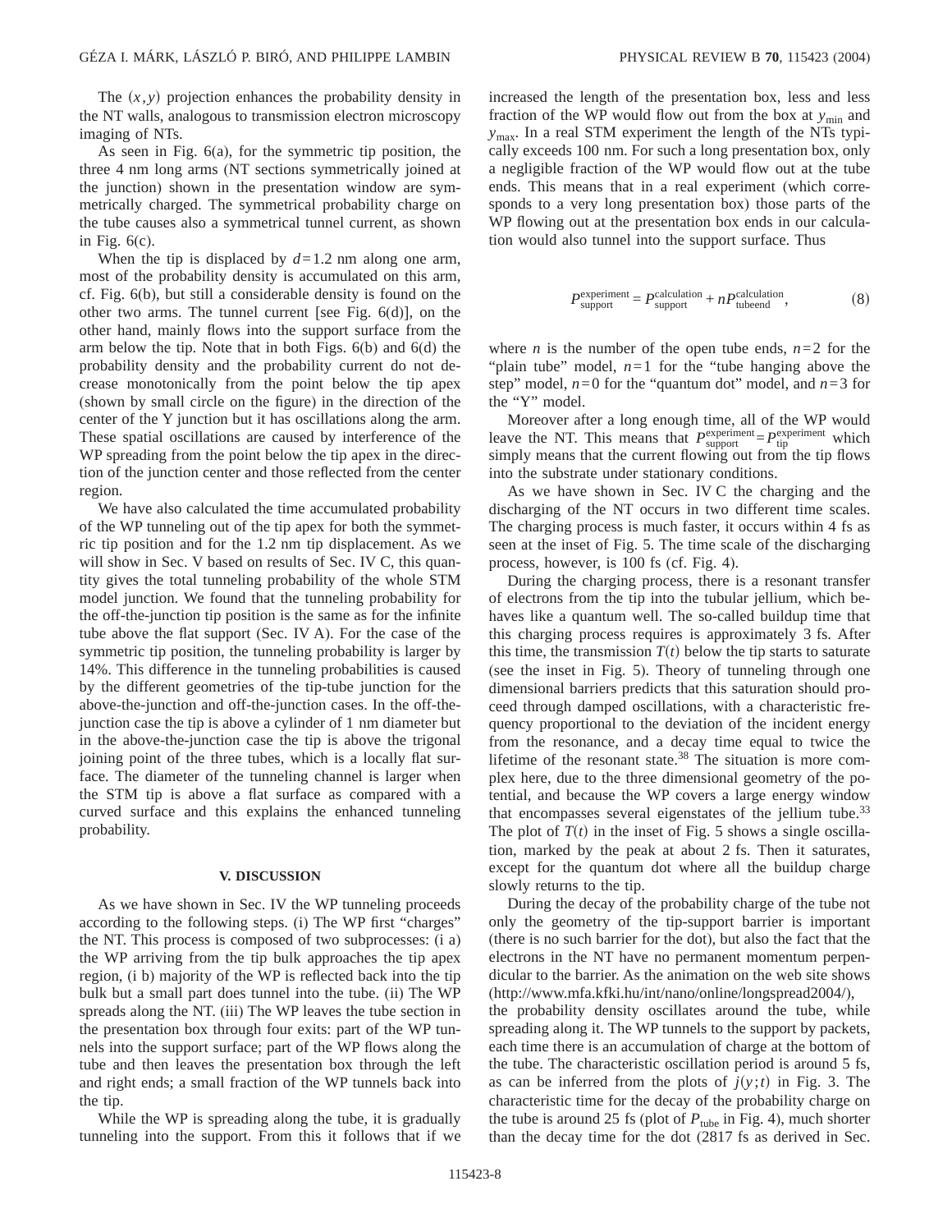The $(x,y)$ projection enhances the probability density in the NT walls, analogous to transmission electron microscopy imaging of NTs.

As seen in Fig. 6(a), for the symmetric tip position, the three 4 nm long arms (NT sections symmetrically joined at the junction) shown in the presentation window are symmetrically charged. The symmetrical probability charge on the tube causes also a symmetrical tunnel current, as shown in Fig. 6(c).

When the tip is displaced by $d=1.2$ nm along one arm, most of the probability density is accumulated on this arm, cf. Fig. 6(b), but still a considerable density is found on the other two arms. The tunnel current [see Fig. 6(d)], on the other hand, mainly flows into the support surface from the arm below the tip. Note that in both Figs. 6(b) and 6(d) the probability density and the probability current do not decrease monotonically from the point below the tip apex (shown by small circle on the figure) in the direction of the center of the Y junction but it has oscillations along the arm. These spatial oscillations are caused by interference of the WP spreading from the point below the tip apex in the direction of the junction center and those reflected from the center region.

We have also calculated the time accumulated probability of the WP tunneling out of the tip apex for both the symmetric tip position and for the 1.2 nm tip displacement. As we will show in Sec. V based on results of Sec. IV C, this quantity gives the total tunneling probability of the whole STM model junction. We found that the tunneling probability for the off-the-junction tip position is the same as for the infinite tube above the flat support (Sec. IV A). For the case of the symmetric tip position, the tunneling probability is larger by 14%. This difference in the tunneling probabilities is caused by the different geometries of the tip-tube junction for the above-the-junction and off-the-junction cases. In the off-the-junction case the tip is above a cylinder of 1 nm diameter but in the above-the-junction case the tip is above the trigonal joining point of the three tubes, which is a locally flat surface. The diameter of the tunneling channel is larger when the STM tip is above a flat surface as compared with a curved surface and this explains the enhanced tunneling probability.

## V. DISCUSSION

As we have shown in Sec. IV the WP tunneling proceeds according to the following steps. (i) The WP first "charges" the NT. This process is composed of two subprocesses: (i a) the WP arriving from the tip bulk approaches the tip apex region, (i b) majority of the WP is reflected back into the tip bulk but a small part does tunnel into the tube. (ii) The WP spreads along the NT. (iii) The WP leaves the tube section in the presentation box through four exits: part of the WP tunnels into the support surface; part of the WP flows along the tube and then leaves the presentation box through the left and right ends; a small fraction of the WP tunnels back into the tip.

While the WP is spreading along the tube, it is gradually tunneling into the support. From this it follows that if we increased the length of the presentation box, less and less fraction of the WP would flow out from the box at $y_{\min}$ and $y_{\max}$. In a real STM experiment the length of the NTs typically exceeds 100 nm. For such a long presentation box, only a negligible fraction of the WP would flow out at the tube ends. This means that in a real experiment (which corresponds to a very long presentation box) those parts of the WP flowing out at the presentation box ends in our calculation would also tunnel into the support surface. Thus

$$P_{\text{support}}^{\text{experiment}} = P_{\text{support}}^{\text{calculation}} + nP_{\text{tubeend}}^{\text{calculation}}, \tag{8}$$

where $n$ is the number of the open tube ends, $n=2$ for the "plain tube" model, $n=1$ for the "tube hanging above the step" model, $n=0$ for the "quantum dot" model, and $n=3$ for the "Y" model.

Moreover after a long enough time, all of the WP would leave the NT. This means that $P_{\text{support}}^{\text{experiment}} = P_{\text{tip}}^{\text{experiment}}$ which simply means that the current flowing out from the tip flows into the substrate under stationary conditions.

As we have shown in Sec. IV C the charging and the discharging of the NT occurs in two different time scales. The charging process is much faster, it occurs within 4 fs as seen at the inset of Fig. 5. The time scale of the discharging process, however, is 100 fs (cf. Fig. 4).

During the charging process, there is a resonant transfer of electrons from the tip into the tubular jellium, which behaves like a quantum well. The so-called buildup time that this charging process requires is approximately 3 fs. After this time, the transmission $T(t)$ below the tip starts to saturate (see the inset in Fig. 5). Theory of tunneling through one dimensional barriers predicts that this saturation should proceed through damped oscillations, with a characteristic frequency proportional to the deviation of the incident energy from the resonance, and a decay time equal to twice the lifetime of the resonant state.[38] The situation is more complex here, due to the three dimensional geometry of the potential, and because the WP covers a large energy window that encompasses several eigenstates of the jellium tube.[33] The plot of $T(t)$ in the inset of Fig. 5 shows a single oscillation, marked by the peak at about 2 fs. Then it saturates, except for the quantum dot where all the buildup charge slowly returns to the tip.

During the decay of the probability charge of the tube not only the geometry of the tip-support barrier is important (there is no such barrier for the dot), but also the fact that the electrons in the NT have no permanent momentum perpendicular to the barrier. As the animation on the web site shows (http://www.mfa.kfki.hu/int/nano/online/longspread2004/), the probability density oscillates around the tube, while spreading along it. The WP tunnels to the support by packets, each time there is an accumulation of charge at the bottom of the tube. The characteristic oscillation period is around 5 fs, as can be inferred from the plots of $j(y;t)$ in Fig. 3. The characteristic time for the decay of the probability charge on the tube is around 25 fs (plot of $P_{\text{tube}}$ in Fig. 4), much shorter than the decay time for the dot (2817 fs as derived in Sec.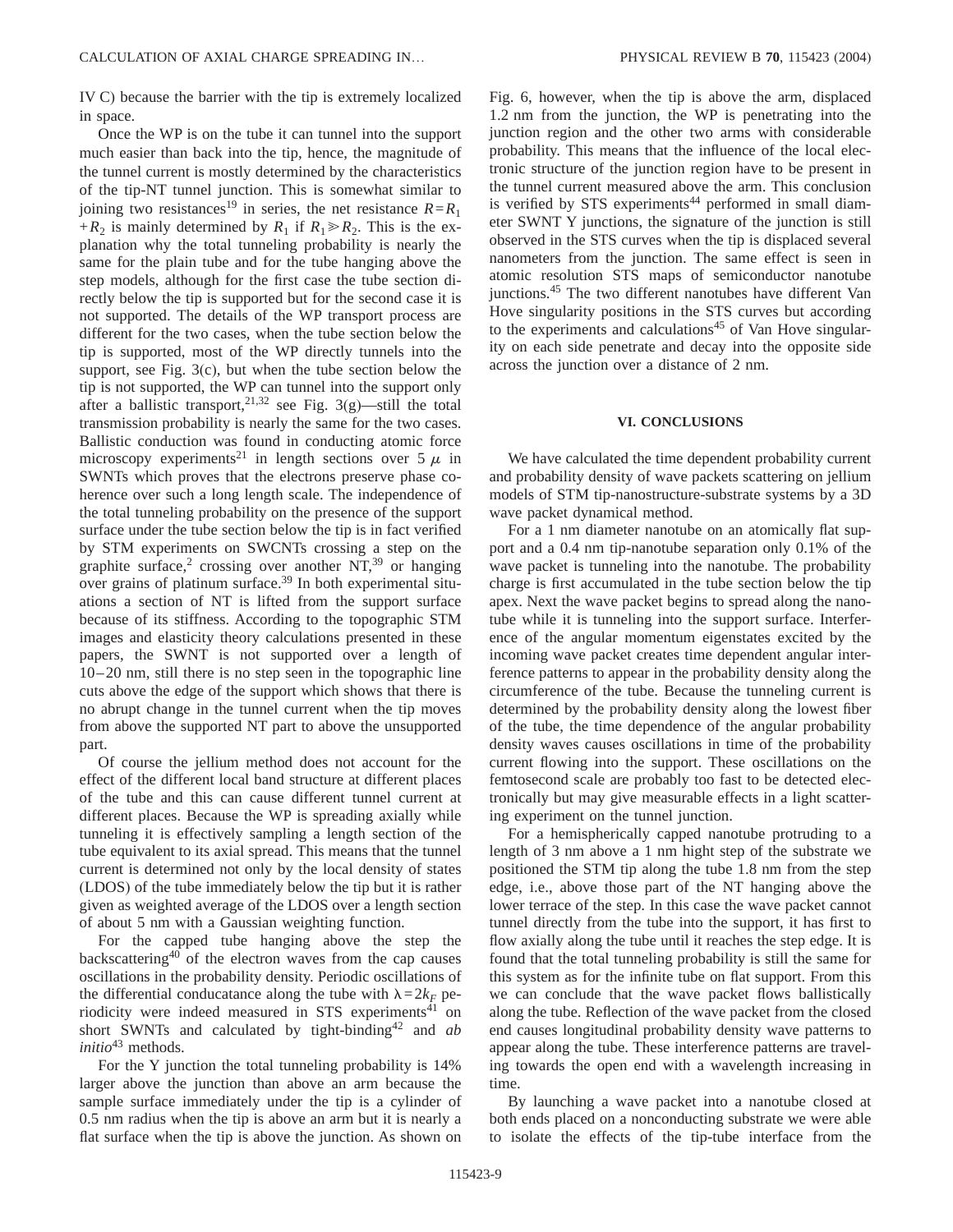IV C) because the barrier with the tip is extremely localized in space.

Once the WP is on the tube it can tunnel into the support much easier than back into the tip, hence, the magnitude of the tunnel current is mostly determined by the characteristics of the tip-NT tunnel junction. This is somewhat similar to joining two resistances[19] in series, the net resistance $R=R_1+R_2$ is mainly determined by $R_1$ if $R_1 \gg R_2$. This is the explanation why the total tunneling probability is nearly the same for the plain tube and for the tube hanging above the step models, although for the first case the tube section directly below the tip is supported but for the second case it is not supported. The details of the WP transport process are different for the two cases, when the tube section below the tip is supported, most of the WP directly tunnels into the support, see Fig. 3(c), but when the tube section below the tip is not supported, the WP can tunnel into the support only after a ballistic transport,[21,32] see Fig. 3(g)—still the total transmission probability is nearly the same for the two cases. Ballistic conduction was found in conducting atomic force microscopy experiments[21] in length sections over 5 $\mu$ in SWNTs which proves that the electrons preserve phase coherence over such a long length scale. The independence of the total tunneling probability on the presence of the support surface under the tube section below the tip is in fact verified by STM experiments on SWCNTs crossing a step on the graphite surface,[2] crossing over another NT,[39] or hanging over grains of platinum surface.[39] In both experimental situations a section of NT is lifted from the support surface because of its stiffness. According to the topographic STM images and elasticity theory calculations presented in these papers, the SWNT is not supported over a length of 10–20 nm, still there is no step seen in the topographic line cuts above the edge of the support which shows that there is no abrupt change in the tunnel current when the tip moves from above the supported NT part to above the unsupported part.

Of course the jellium method does not account for the effect of the different local band structure at different places of the tube and this can cause different tunnel current at different places. Because the WP is spreading axially while tunneling it is effectively sampling a length section of the tube equivalent to its axial spread. This means that the tunnel current is determined not only by the local density of states (LDOS) of the tube immediately below the tip but it is rather given as weighted average of the LDOS over a length section of about 5 nm with a Gaussian weighting function.

For the capped tube hanging above the step the backscattering[40] of the electron waves from the cap causes oscillations in the probability density. Periodic oscillations of the differential conducatance along the tube with $\lambda=2k_F$ periodicity were indeed measured in STS experiments[41] on short SWNTs and calculated by tight-binding[42] and *ab initio*[43] methods.

For the Y junction the total tunneling probability is 14% larger above the junction than above an arm because the sample surface immediately under the tip is a cylinder of 0.5 nm radius when the tip is above an arm but it is nearly a flat surface when the tip is above the junction. As shown on Fig. 6, however, when the tip is above the arm, displaced 1.2 nm from the junction, the WP is penetrating into the junction region and the other two arms with considerable probability. This means that the influence of the local electronic structure of the junction region have to be present in the tunnel current measured above the arm. This conclusion is verified by STS experiments[44] performed in small diameter SWNT Y junctions, the signature of the junction is still observed in the STS curves when the tip is displaced several nanometers from the junction. The same effect is seen in atomic resolution STS maps of semiconductor nanotube junctions.[45] The two different nanotubes have different Van Hove singularity positions in the STS curves but according to the experiments and calculations[45] of Van Hove singularity on each side penetrate and decay into the opposite side across the junction over a distance of 2 nm.

## VI. CONCLUSIONS

We have calculated the time dependent probability current and probability density of wave packets scattering on jellium models of STM tip-nanostructure-substrate systems by a 3D wave packet dynamical method.

For a 1 nm diameter nanotube on an atomically flat support and a 0.4 nm tip-nanotube separation only 0.1% of the wave packet is tunneling into the nanotube. The probability charge is first accumulated in the tube section below the tip apex. Next the wave packet begins to spread along the nanotube while it is tunneling into the support surface. Interference of the angular momentum eigenstates excited by the incoming wave packet creates time dependent angular interference patterns to appear in the probability density along the circumference of the tube. Because the tunneling current is determined by the probability density along the lowest fiber of the tube, the time dependence of the angular probability density waves causes oscillations in time of the probability current flowing into the support. These oscillations on the femtosecond scale are probably too fast to be detected electronically but may give measurable effects in a light scattering experiment on the tunnel junction.

For a hemispherically capped nanotube protruding to a length of 3 nm above a 1 nm hight step of the substrate we positioned the STM tip along the tube 1.8 nm from the step edge, i.e., above those part of the NT hanging above the lower terrace of the step. In this case the wave packet cannot tunnel directly from the tube into the support, it has first to flow axially along the tube until it reaches the step edge. It is found that the total tunneling probability is still the same for this system as for the infinite tube on flat support. From this we can conclude that the wave packet flows ballistically along the tube. Reflection of the wave packet from the closed end causes longitudinal probability density wave patterns to appear along the tube. These interference patterns are traveling towards the open end with a wavelength increasing in time.

By launching a wave packet into a nanotube closed at both ends placed on a nonconducting substrate we were able to isolate the effects of the tip-tube interface from the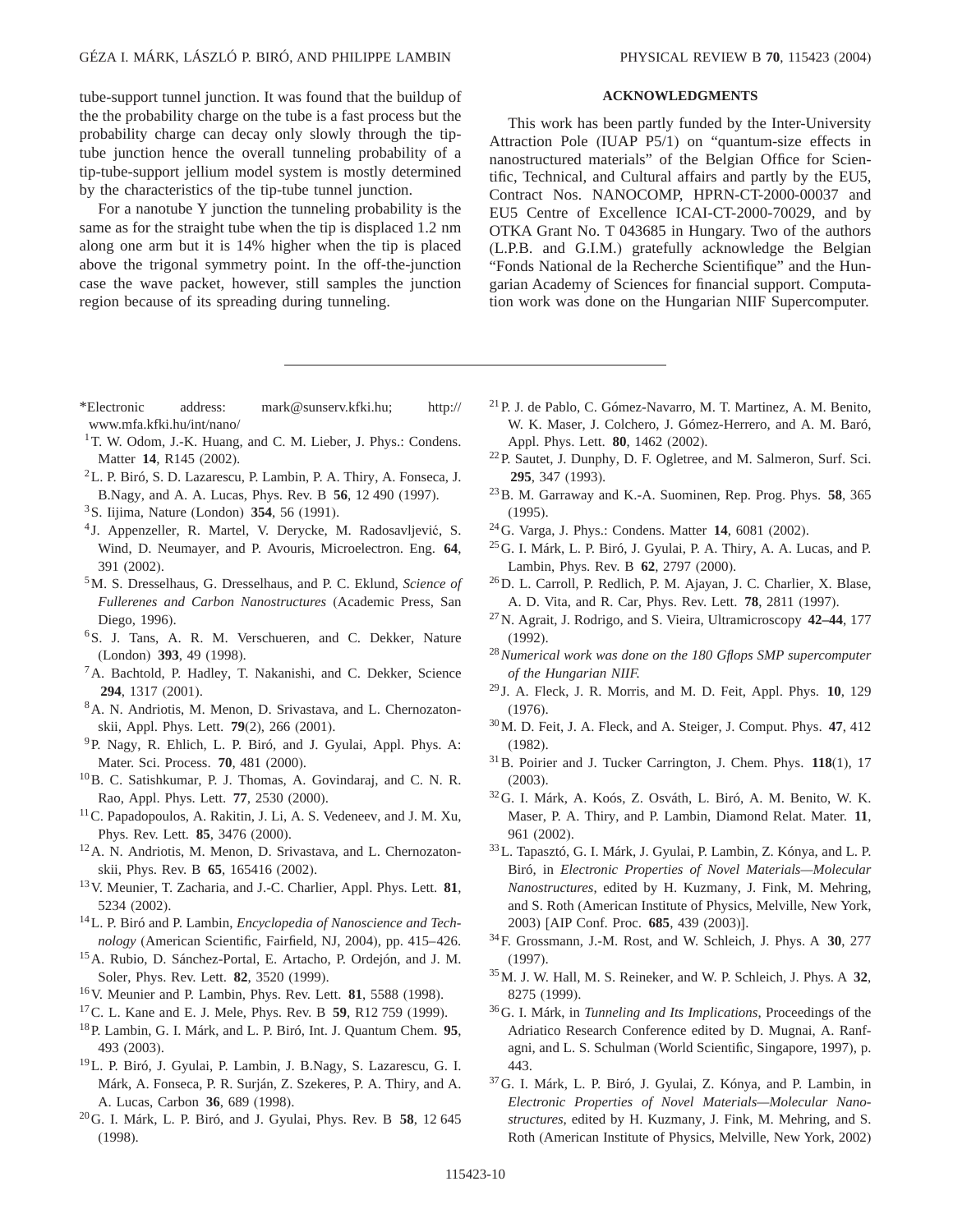tube-support tunnel junction. It was found that the buildup of the the probability charge on the tube is a fast process but the probability charge can decay only slowly through the tip-tube junction hence the overall tunneling probability of a tip-tube-support jellium model system is mostly determined by the characteristics of the tip-tube tunnel junction.

For a nanotube Y junction the tunneling probability is the same as for the straight tube when the tip is displaced 1.2 nm along one arm but it is 14% higher when the tip is placed above the trigonal symmetry point. In the off-the-junction case the wave packet, however, still samples the junction region because of its spreading during tunneling.

## ACKNOWLEDGMENTS

This work has been partly funded by the Inter-University Attraction Pole (IUAP P5/1) on "quantum-size effects in nanostructured materials" of the Belgian Office for Scientific, Technical, and Cultural affairs and partly by the EU5, Contract Nos. NANOCOMP, HPRN-CT-2000-00037 and EU5 Centre of Excellence ICAI-CT-2000-70029, and by OTKA Grant No. T 043685 in Hungary. Two of the authors (L.P.B. and G.I.M.) gratefully acknowledge the Belgian "Fonds National de la Recherche Scientifique" and the Hungarian Academy of Sciences for financial support. Computation work was done on the Hungarian NIIF Supercomputer.

---

*Electronic address: mark@sunserv.kfki.hu; http://www.mfa.kfki.hu/int/nano/

[1] T. W. Odom, J.-K. Huang, and C. M. Lieber, J. Phys.: Condens. Matter **14**, R145 (2002).

[2] L. P. Biró, S. D. Lazarescu, P. Lambin, P. A. Thiry, A. Fonseca, J. B.Nagy, and A. A. Lucas, Phys. Rev. B **56**, 12 490 (1997).

[3] S. Iijima, Nature (London) **354**, 56 (1991).

[4] J. Appenzeller, R. Martel, V. Derycke, M. Radosavljević, S. Wind, D. Neumayer, and P. Avouris, Microelectron. Eng. **64**, 391 (2002).

[5] M. S. Dresselhaus, G. Dresselhaus, and P. C. Eklund, *Science of Fullerenes and Carbon Nanostructures* (Academic Press, San Diego, 1996).

[6] S. J. Tans, A. R. M. Verschueren, and C. Dekker, Nature (London) **393**, 49 (1998).

[7] A. Bachtold, P. Hadley, T. Nakanishi, and C. Dekker, Science **294**, 1317 (2001).

[8] A. N. Andriotis, M. Menon, D. Srivastava, and L. Chernozatonskii, Appl. Phys. Lett. **79**(2), 266 (2001).

[9] P. Nagy, R. Ehlich, L. P. Biró, and J. Gyulai, Appl. Phys. A: Mater. Sci. Process. **70**, 481 (2000).

[10] B. C. Satishkumar, P. J. Thomas, A. Govindaraj, and C. N. R. Rao, Appl. Phys. Lett. **77**, 2530 (2000).

[11] C. Papadopoulos, A. Rakitin, J. Li, A. S. Vedeneev, and J. M. Xu, Phys. Rev. Lett. **85**, 3476 (2000).

[12] A. N. Andriotis, M. Menon, D. Srivastava, and L. Chernozatonskii, Phys. Rev. B **65**, 165416 (2002).

[13] V. Meunier, T. Zacharia, and J.-C. Charlier, Appl. Phys. Lett. **81**, 5234 (2002).

[14] L. P. Biró and P. Lambin, *Encyclopedia of Nanoscience and Technology* (American Scientific, Fairfield, NJ, 2004), pp. 415–426.

[15] A. Rubio, D. Sánchez-Portal, E. Artacho, P. Ordejón, and J. M. Soler, Phys. Rev. Lett. **82**, 3520 (1999).

[16] V. Meunier and P. Lambin, Phys. Rev. Lett. **81**, 5588 (1998).

[17] C. L. Kane and E. J. Mele, Phys. Rev. B **59**, R12 759 (1999).

[18] P. Lambin, G. I. Márk, and L. P. Biró, Int. J. Quantum Chem. **95**, 493 (2003).

[19] L. P. Biró, J. Gyulai, P. Lambin, J. B.Nagy, S. Lazarescu, G. I. Márk, A. Fonseca, P. R. Surján, Z. Szekeres, P. A. Thiry, and A. A. Lucas, Carbon **36**, 689 (1998).

[20] G. I. Márk, L. P. Biró, and J. Gyulai, Phys. Rev. B **58**, 12 645 (1998).

[21] P. J. de Pablo, C. Gómez-Navarro, M. T. Martinez, A. M. Benito, W. K. Maser, J. Colchero, J. Gómez-Herrero, and A. M. Baró, Appl. Phys. Lett. **80**, 1462 (2002).

[22] P. Sautet, J. Dunphy, D. F. Ogletree, and M. Salmeron, Surf. Sci. **295**, 347 (1993).

[23] B. M. Garraway and K.-A. Suominen, Rep. Prog. Phys. **58**, 365 (1995).

[24] G. Varga, J. Phys.: Condens. Matter **14**, 6081 (2002).

[25] G. I. Márk, L. P. Biró, J. Gyulai, P. A. Thiry, A. A. Lucas, and P. Lambin, Phys. Rev. B **62**, 2797 (2000).

[26] D. L. Carroll, P. Redlich, P. M. Ajayan, J. C. Charlier, X. Blase, A. D. Vita, and R. Car, Phys. Rev. Lett. **78**, 2811 (1997).

[27] N. Agrait, J. Rodrigo, and S. Vieira, Ultramicroscopy **42–44**, 177 (1992).

[28] *Numerical work was done on the 180 Gflops SMP supercomputer of the Hungarian NIIF.*

[29] J. A. Fleck, J. R. Morris, and M. D. Feit, Appl. Phys. **10**, 129 (1976).

[30] M. D. Feit, J. A. Fleck, and A. Steiger, J. Comput. Phys. **47**, 412 (1982).

[31] B. Poirier and J. Tucker Carrington, J. Chem. Phys. **118**(1), 17 (2003).

[32] G. I. Márk, A. Koós, Z. Osváth, L. Biró, A. M. Benito, W. K. Maser, P. A. Thiry, and P. Lambin, Diamond Relat. Mater. **11**, 961 (2002).

[33] L. Tapasztó, G. I. Márk, J. Gyulai, P. Lambin, Z. Kónya, and L. P. Biró, in *Electronic Properties of Novel Materials—Molecular Nanostructures*, edited by H. Kuzmany, J. Fink, M. Mehring, and S. Roth (American Institute of Physics, Melville, New York, 2003) [AIP Conf. Proc. **685**, 439 (2003)].

[34] F. Grossmann, J.-M. Rost, and W. Schleich, J. Phys. A **30**, 277 (1997).

[35] M. J. W. Hall, M. S. Reineker, and W. P. Schleich, J. Phys. A **32**, 8275 (1999).

[36] G. I. Márk, in *Tunneling and Its Implications*, Proceedings of the Adriatico Research Conference edited by D. Mugnai, A. Ranfagni, and L. S. Schulman (World Scientific, Singapore, 1997), p. 443.

[37] G. I. Márk, L. P. Biró, J. Gyulai, Z. Kónya, and P. Lambin, in *Electronic Properties of Novel Materials—Molecular Nanostructures*, edited by H. Kuzmany, J. Fink, M. Mehring, and S. Roth (American Institute of Physics, Melville, New York, 2002)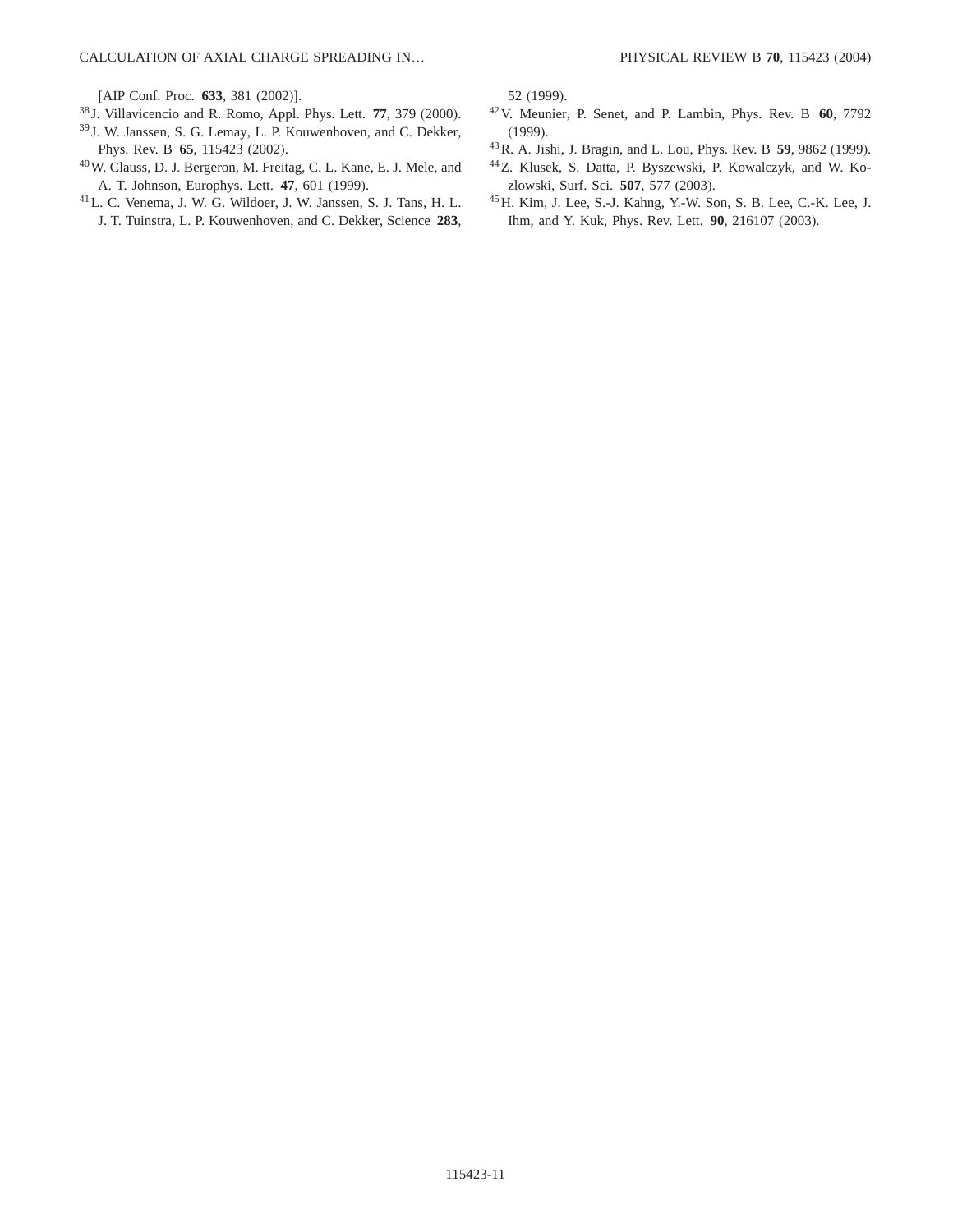[AIP Conf. Proc. **633**, 381 (2002)].

[38] J. Villavicencio and R. Romo, Appl. Phys. Lett. **77**, 379 (2000).

[39] J. W. Janssen, S. G. Lemay, L. P. Kouwenhoven, and C. Dekker, Phys. Rev. B **65**, 115423 (2002).

[40] W. Clauss, D. J. Bergeron, M. Freitag, C. L. Kane, E. J. Mele, and A. T. Johnson, Europhys. Lett. **47**, 601 (1999).

[41] L. C. Venema, J. W. G. Wildoer, J. W. Janssen, S. J. Tans, H. L. J. T. Tuinstra, L. P. Kouwenhoven, and C. Dekker, Science **283**, 52 (1999).

[42] V. Meunier, P. Senet, and P. Lambin, Phys. Rev. B **60**, 7792 (1999).

[43] R. A. Jishi, J. Bragin, and L. Lou, Phys. Rev. B **59**, 9862 (1999).

[44] Z. Klusek, S. Datta, P. Byszewski, P. Kowalczyk, and W. Kozlowski, Surf. Sci. **507**, 577 (2003).

[45] H. Kim, J. Lee, S.-J. Kahng, Y.-W. Son, S. B. Lee, C.-K. Lee, J. Ihm, and Y. Kuk, Phys. Rev. Lett. **90**, 216107 (2003).